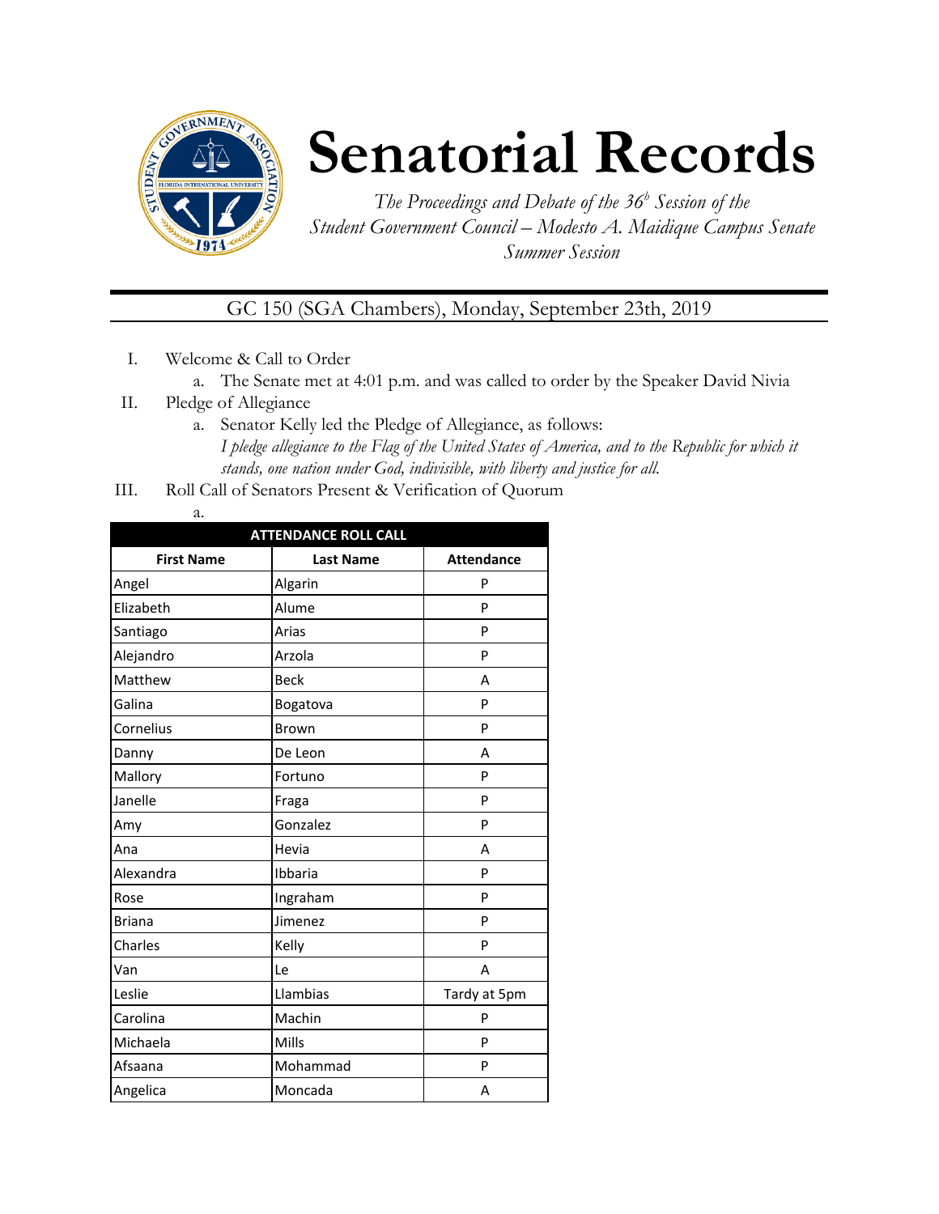# Senatorial Records

*The Proceedings and Debate of the 36[h] Session of the Student Government Council – Modesto A. Maidique Campus Senate Summer Session*

GC 150 (SGA Chambers), Monday, September 23th, 2019

I. Welcome & Call to Order
   a. The Senate met at 4:01 p.m. and was called to order by the Speaker David Nivia

II. Pledge of Allegiance
   a. Senator Kelly led the Pledge of Allegiance, as follows:
      *I pledge allegiance to the Flag of the United States of America, and to the Republic for which it stands, one nation under God, indivisible, with liberty and justice for all.*

III. Roll Call of Senators Present & Verification of Quorum
   a.

| ATTENDANCE ROLL CALL | | |
|---|---|---|
| **First Name** | **Last Name** | **Attendance** |
| Angel | Algarin | P |
| Elizabeth | Alume | P |
| Santiago | Arias | P |
| Alejandro | Arzola | P |
| Matthew | Beck | A |
| Galina | Bogatova | P |
| Cornelius | Brown | P |
| Danny | De Leon | A |
| Mallory | Fortuno | P |
| Janelle | Fraga | P |
| Amy | Gonzalez | P |
| Ana | Hevia | A |
| Alexandra | Ibbaria | P |
| Rose | Ingraham | P |
| Briana | Jimenez | P |
| Charles | Kelly | P |
| Van | Le | A |
| Leslie | Llambias | Tardy at 5pm |
| Carolina | Machin | P |
| Michaela | Mills | P |
| Afsaana | Mohammad | P |
| Angelica | Moncada | A |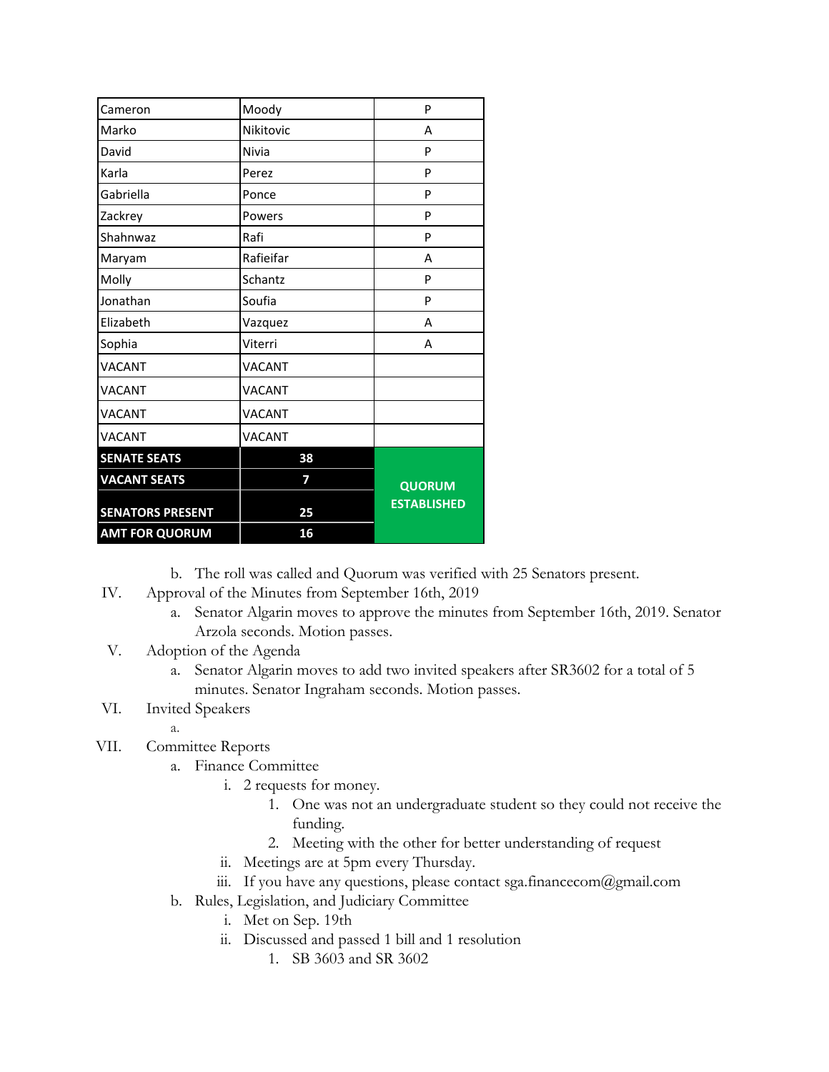| Cameron | Moody | P |
|---|---|---|
| Marko | Nikitovic | A |
| David | Nivia | P |
| Karla | Perez | P |
| Gabriella | Ponce | P |
| Zackrey | Powers | P |
| Shahnwaz | Rafi | P |
| Maryam | Rafieifar | A |
| Molly | Schantz | P |
| Jonathan | Soufia | P |
| Elizabeth | Vazquez | A |
| Sophia | Viterri | A |
| VACANT | VACANT | |
| VACANT | VACANT | |
| VACANT | VACANT | |
| VACANT | VACANT | |
| **SENATE SEATS** | **38** | **QUORUM ESTABLISHED** |
| **VACANT SEATS** | **7** | |
| **SENATORS PRESENT** | **25** | |
| **AMT FOR QUORUM** | **16** | |

b. The roll was called and Quorum was verified with 25 Senators present.

IV. Approval of the Minutes from September 16th, 2019

a. Senator Algarin moves to approve the minutes from September 16th, 2019. Senator Arzola seconds. Motion passes.

V. Adoption of the Agenda

a. Senator Algarin moves to add two invited speakers after SR3602 for a total of 5 minutes. Senator Ingraham seconds. Motion passes.

VI. Invited Speakers

a.

VII. Committee Reports

a. Finance Committee

i. 2 requests for money.

1. One was not an undergraduate student so they could not receive the funding.
2. Meeting with the other for better understanding of request

ii. Meetings are at 5pm every Thursday.

iii. If you have any questions, please contact sga.financecom@gmail.com

b. Rules, Legislation, and Judiciary Committee

i. Met on Sep. 19th

ii. Discussed and passed 1 bill and 1 resolution

1. SB 3603 and SR 3602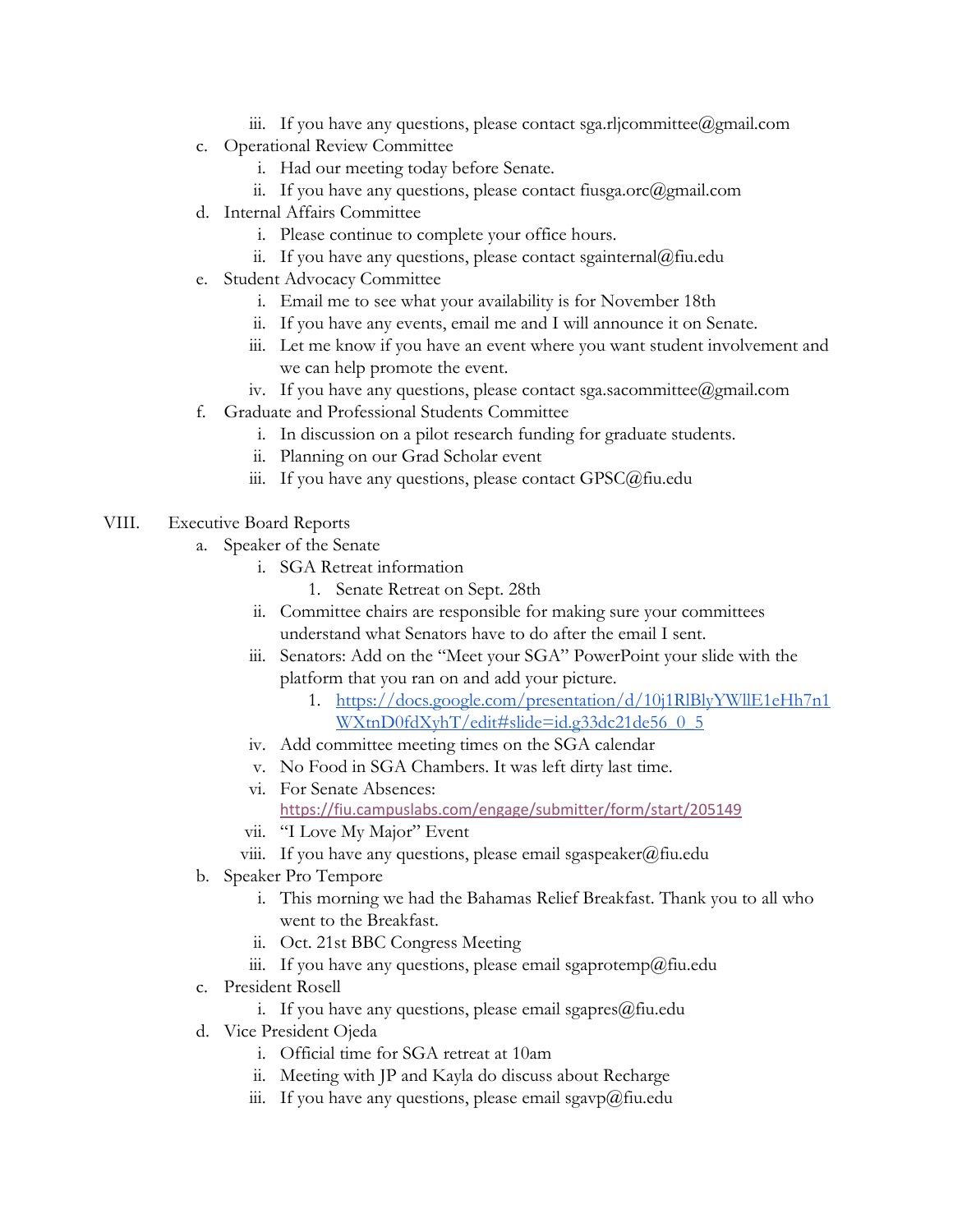iii. If you have any questions, please contact sga.rljcommittee@gmail.com

c. Operational Review Committee
   i. Had our meeting today before Senate.
   ii. If you have any questions, please contact fiusga.orc@gmail.com

d. Internal Affairs Committee
   i. Please continue to complete your office hours.
   ii. If you have any questions, please contact sgainternal@fiu.edu

e. Student Advocacy Committee
   i. Email me to see what your availability is for November 18th
   ii. If you have any events, email me and I will announce it on Senate.
   iii. Let me know if you have an event where you want student involvement and we can help promote the event.
   iv. If you have any questions, please contact sga.sacommittee@gmail.com

f. Graduate and Professional Students Committee
   i. In discussion on a pilot research funding for graduate students.
   ii. Planning on our Grad Scholar event
   iii. If you have any questions, please contact GPSC@fiu.edu

VIII. Executive Board Reports

a. Speaker of the Senate
   i. SGA Retreat information
      1. Senate Retreat on Sept. 28th
   ii. Committee chairs are responsible for making sure your committees understand what Senators have to do after the email I sent.
   iii. Senators: Add on the "Meet your SGA" PowerPoint your slide with the platform that you ran on and add your picture.
      1. https://docs.google.com/presentation/d/10j1RlBlyYWllE1eHh7n1WXtnD0fdXyhT/edit#slide=id.g33dc21de56_0_5
   iv. Add committee meeting times on the SGA calendar
   v. No Food in SGA Chambers. It was left dirty last time.
   vi. For Senate Absences: https://fiu.campuslabs.com/engage/submitter/form/start/205149
   vii. "I Love My Major" Event
   viii. If you have any questions, please email sgaspeaker@fiu.edu

b. Speaker Pro Tempore
   i. This morning we had the Bahamas Relief Breakfast. Thank you to all who went to the Breakfast.
   ii. Oct. 21st BBC Congress Meeting
   iii. If you have any questions, please email sgaprotemp@fiu.edu

c. President Rosell
   i. If you have any questions, please email sgapres@fiu.edu

d. Vice President Ojeda
   i. Official time for SGA retreat at 10am
   ii. Meeting with JP and Kayla do discuss about Recharge
   iii. If you have any questions, please email sgavp@fiu.edu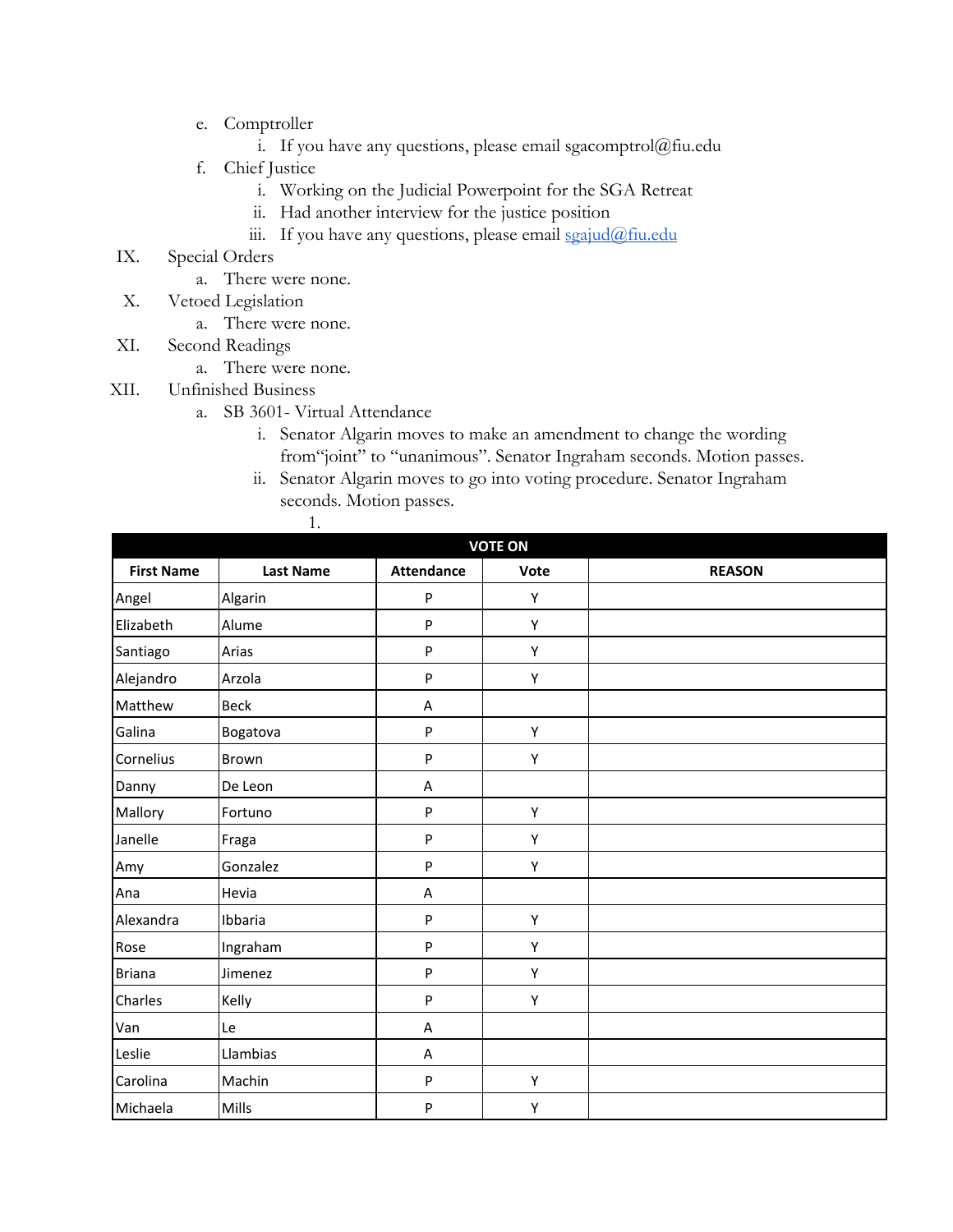e. Comptroller
    i. If you have any questions, please email sgacomptrol@fiu.edu

f. Chief Justice
    i. Working on the Judicial Powerpoint for the SGA Retreat
    ii. Had another interview for the justice position
    iii. If you have any questions, please email [sgajud@fiu.edu](mailto:sgajud@fiu.edu)

IX. Special Orders
    a. There were none.

X. Vetoed Legislation
    a. There were none.

XI. Second Readings
    a. There were none.

XII. Unfinished Business
    a. SB 3601- Virtual Attendance
        i. Senator Algarin moves to make an amendment to change the wording from“joint” to “unanimous”. Senator Ingraham seconds. Motion passes.
        ii. Senator Algarin moves to go into voting procedure. Senator Ingraham seconds. Motion passes.
            1.

| VOTE ON | | | | |
|---|---|---|---|---|
| **First Name** | **Last Name** | **Attendance** | **Vote** | **REASON** |
| Angel | Algarin | P | Y | |
| Elizabeth | Alume | P | Y | |
| Santiago | Arias | P | Y | |
| Alejandro | Arzola | P | Y | |
| Matthew | Beck | A | | |
| Galina | Bogatova | P | Y | |
| Cornelius | Brown | P | Y | |
| Danny | De Leon | A | | |
| Mallory | Fortuno | P | Y | |
| Janelle | Fraga | P | Y | |
| Amy | Gonzalez | P | Y | |
| Ana | Hevia | A | | |
| Alexandra | Ibbaria | P | Y | |
| Rose | Ingraham | P | Y | |
| Briana | Jimenez | P | Y | |
| Charles | Kelly | P | Y | |
| Van | Le | A | | |
| Leslie | Llambias | A | | |
| Carolina | Machin | P | Y | |
| Michaela | Mills | P | Y | |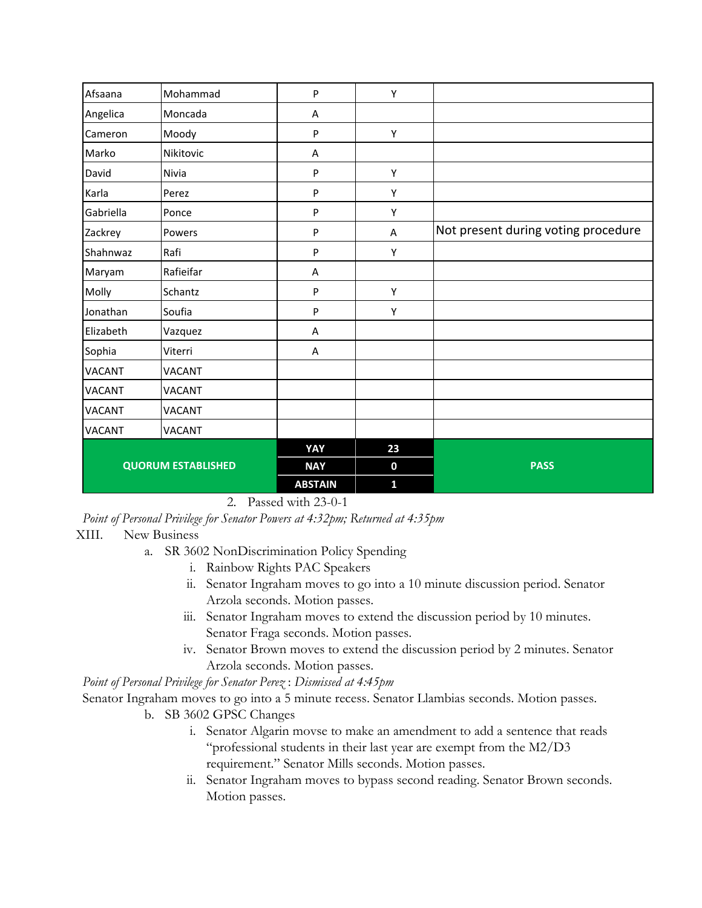| Afsaana | Mohammad | P | Y | |
|---|---|---|---|---|
| Angelica | Moncada | A | | |
| Cameron | Moody | P | Y | |
| Marko | Nikitovic | A | | |
| David | Nivia | P | Y | |
| Karla | Perez | P | Y | |
| Gabriella | Ponce | P | Y | |
| Zackrey | Powers | P | A | Not present during voting procedure |
| Shahnwaz | Rafi | P | Y | |
| Maryam | Rafieifar | A | | |
| Molly | Schantz | P | Y | |
| Jonathan | Soufia | P | Y | |
| Elizabeth | Vazquez | A | | |
| Sophia | Viterri | A | | |
| VACANT | VACANT | | | |
| VACANT | VACANT | | | |
| VACANT | VACANT | | | |
| VACANT | VACANT | | | |
| **QUORUM ESTABLISHED** | | **YAY** | **23** | **PASS** |
| | | **NAY** | **0** | |
| | | **ABSTAIN** | **1** | |

2. Passed with 23-0-1

*Point of Personal Privilege for Senator Powers at 4:32pm; Returned at 4:35pm*

XIII. New Business

a. SR 3602 NonDiscrimination Policy Spending
   i. Rainbow Rights PAC Speakers
   ii. Senator Ingraham moves to go into a 10 minute discussion period. Senator Arzola seconds. Motion passes.
   iii. Senator Ingraham moves to extend the discussion period by 10 minutes. Senator Fraga seconds. Motion passes.
   iv. Senator Brown moves to extend the discussion period by 2 minutes. Senator Arzola seconds. Motion passes.

*Point of Personal Privilege for Senator Perez: Dismissed at 4:45pm*

Senator Ingraham moves to go into a 5 minute recess. Senator Llambias seconds. Motion passes.

b. SB 3602 GPSC Changes
   i. Senator Algarin movse to make an amendment to add a sentence that reads "professional students in their last year are exempt from the M2/D3 requirement." Senator Mills seconds. Motion passes.
   ii. Senator Ingraham moves to bypass second reading. Senator Brown seconds. Motion passes.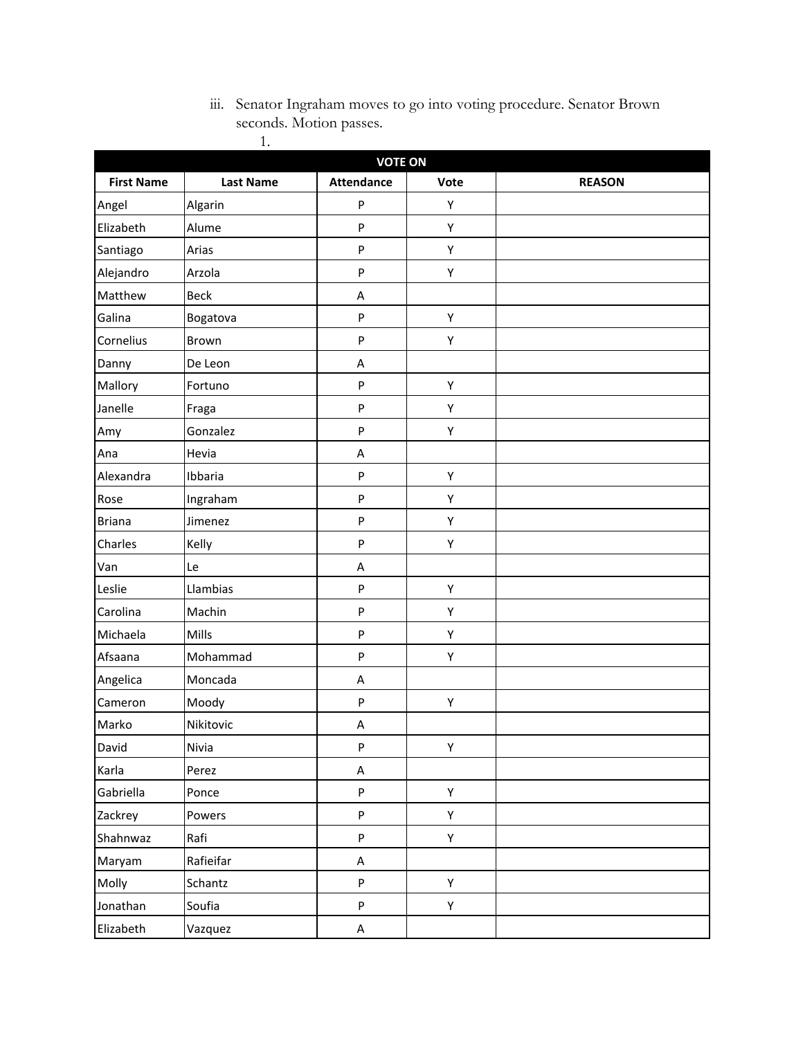iii. Senator Ingraham moves to go into voting procedure. Senator Brown seconds. Motion passes.

1.

| VOTE ON | | | | |
|---|---|---|---|---|
| **First Name** | **Last Name** | **Attendance** | **Vote** | **REASON** |
| Angel | Algarin | P | Y | |
| Elizabeth | Alume | P | Y | |
| Santiago | Arias | P | Y | |
| Alejandro | Arzola | P | Y | |
| Matthew | Beck | A | | |
| Galina | Bogatova | P | Y | |
| Cornelius | Brown | P | Y | |
| Danny | De Leon | A | | |
| Mallory | Fortuno | P | Y | |
| Janelle | Fraga | P | Y | |
| Amy | Gonzalez | P | Y | |
| Ana | Hevia | A | | |
| Alexandra | Ibbaria | P | Y | |
| Rose | Ingraham | P | Y | |
| Briana | Jimenez | P | Y | |
| Charles | Kelly | P | Y | |
| Van | Le | A | | |
| Leslie | Llambias | P | Y | |
| Carolina | Machin | P | Y | |
| Michaela | Mills | P | Y | |
| Afsaana | Mohammad | P | Y | |
| Angelica | Moncada | A | | |
| Cameron | Moody | P | Y | |
| Marko | Nikitovic | A | | |
| David | Nivia | P | Y | |
| Karla | Perez | A | | |
| Gabriella | Ponce | P | Y | |
| Zackrey | Powers | P | Y | |
| Shahnwaz | Rafi | P | Y | |
| Maryam | Rafieifar | A | | |
| Molly | Schantz | P | Y | |
| Jonathan | Soufia | P | Y | |
| Elizabeth | Vazquez | A | | |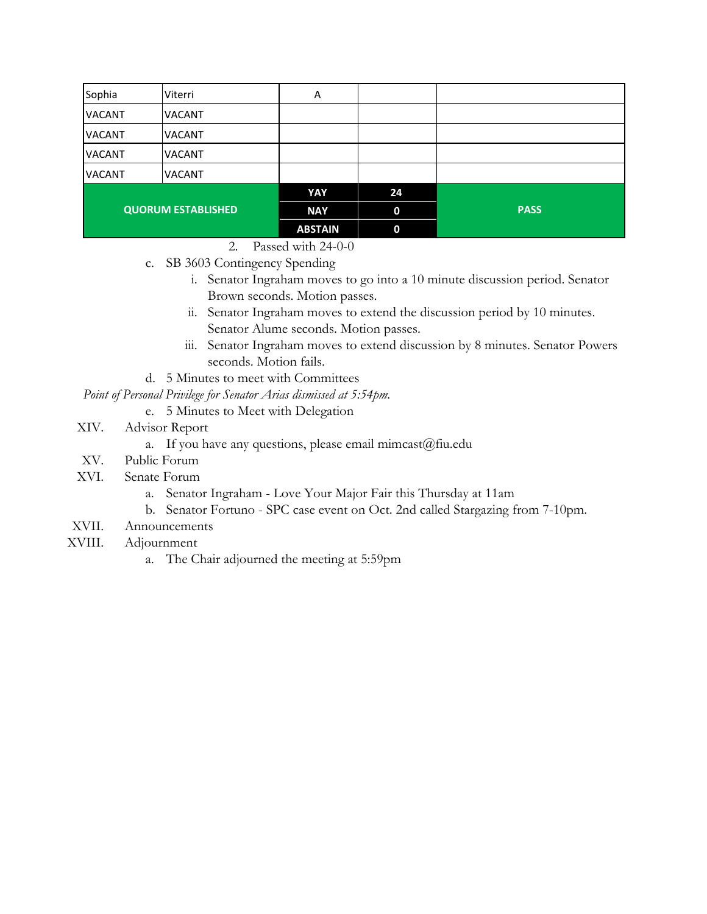| | | | | |
|---|---|---|---|---|
| Sophia | Viterri | A | | |
| VACANT | VACANT | | | |
| VACANT | VACANT | | | |
| VACANT | VACANT | | | |
| VACANT | VACANT | | | |
| **QUORUM ESTABLISHED** | | **YAY** | **24** | **PASS** |
| | | **NAY** | **0** | |
| | | **ABSTAIN** | **0** | |

2. Passed with 24-0-0

c. SB 3603 Contingency Spending

i. Senator Ingraham moves to go into a 10 minute discussion period. Senator Brown seconds. Motion passes.

ii. Senator Ingraham moves to extend the discussion period by 10 minutes. Senator Alume seconds. Motion passes.

iii. Senator Ingraham moves to extend discussion by 8 minutes. Senator Powers seconds. Motion fails.

d. 5 Minutes to meet with Committees

*Point of Personal Privilege for Senator Arias dismissed at 5:54pm.*

e. 5 Minutes to Meet with Delegation

XIV. Advisor Report

a. If you have any questions, please email mimcast@fiu.edu

XV. Public Forum

XVI. Senate Forum

a. Senator Ingraham - Love Your Major Fair this Thursday at 11am

b. Senator Fortuno - SPC case event on Oct. 2nd called Stargazing from 7-10pm.

XVII. Announcements

XVIII. Adjournment

a. The Chair adjourned the meeting at 5:59pm